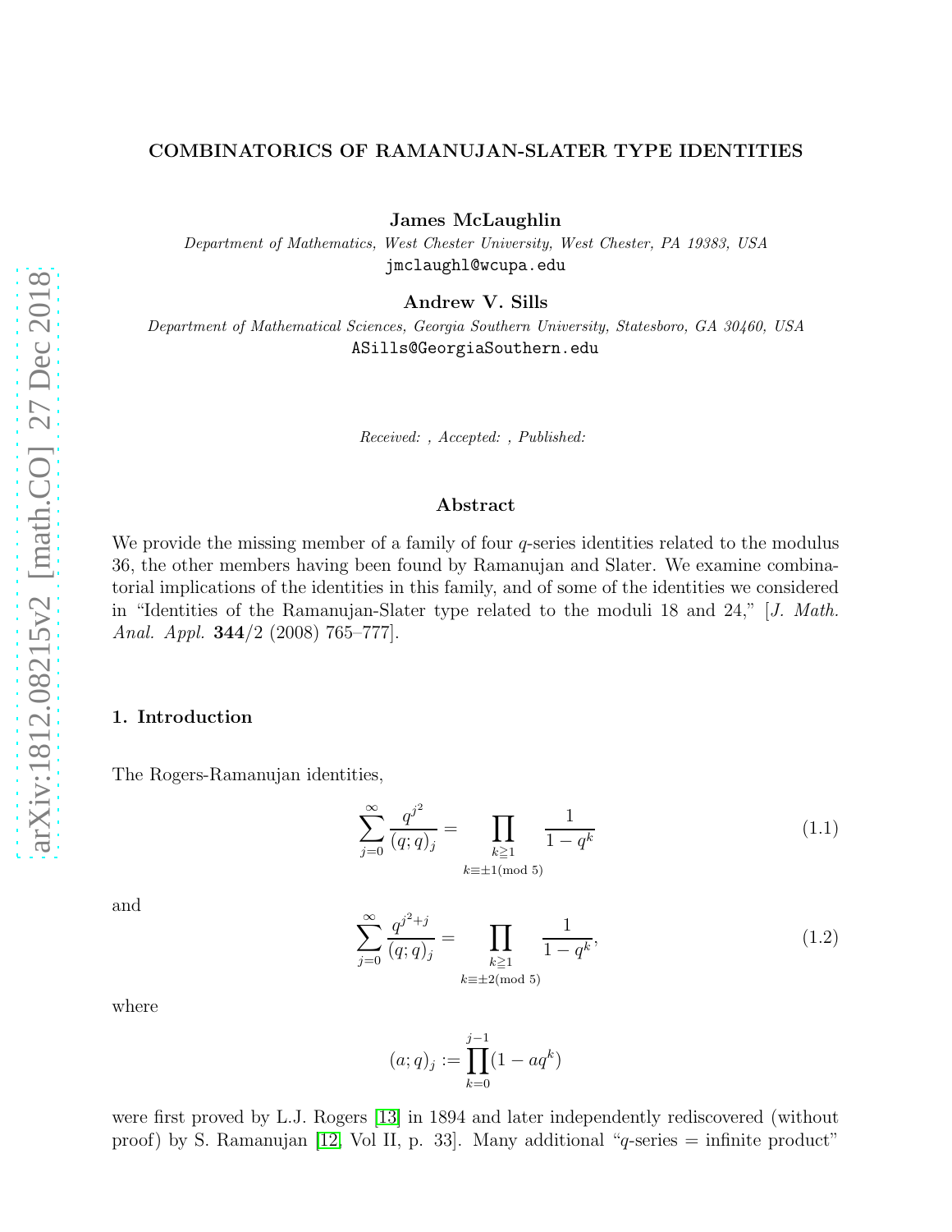# COMBINATORICS OF RAMANUJAN-SLATER TYPE IDENTITIES

**James McLaughlin**

*Department of Mathematics, West Chester University, West Chester, PA 19383, USA*
jmclaughl@wcupa.edu

**Andrew V. Sills**

*Department of Mathematical Sciences, Georgia Southern University, Statesboro, GA 30460, USA*
ASills@GeorgiaSouthern.edu

*Received: , Accepted: , Published:*

## Abstract

We provide the missing member of a family of four $q$-series identities related to the modulus 36, the other members having been found by Ramanujan and Slater. We examine combinatorial implications of the identities in this family, and of some of the identities we considered in "Identities of the Ramanujan-Slater type related to the moduli 18 and 24," [*J. Math. Anal. Appl.* **344**/2 (2008) 765–777].

## 1. Introduction

The Rogers-Ramanujan identities,

$$\sum_{j=0}^{\infty} \frac{q^{j^2}}{(q;q)_j} = \prod_{\substack{k \geqq 1 \\ k \equiv \pm 1 (\text{mod } 5)}} \frac{1}{1-q^k} \tag{1.1}$$

and

$$\sum_{j=0}^{\infty} \frac{q^{j^2+j}}{(q;q)_j} = \prod_{\substack{k \geqq 1 \\ k \equiv \pm 2 (\text{mod } 5)}} \frac{1}{1-q^k}, \tag{1.2}$$

where

$$(a;q)_j := \prod_{k=0}^{j-1} (1 - aq^k)$$

were first proved by L.J. Rogers [13] in 1894 and later independently rediscovered (without proof) by S. Ramanujan [12, Vol II, p. 33]. Many additional "$q$-series = infinite product"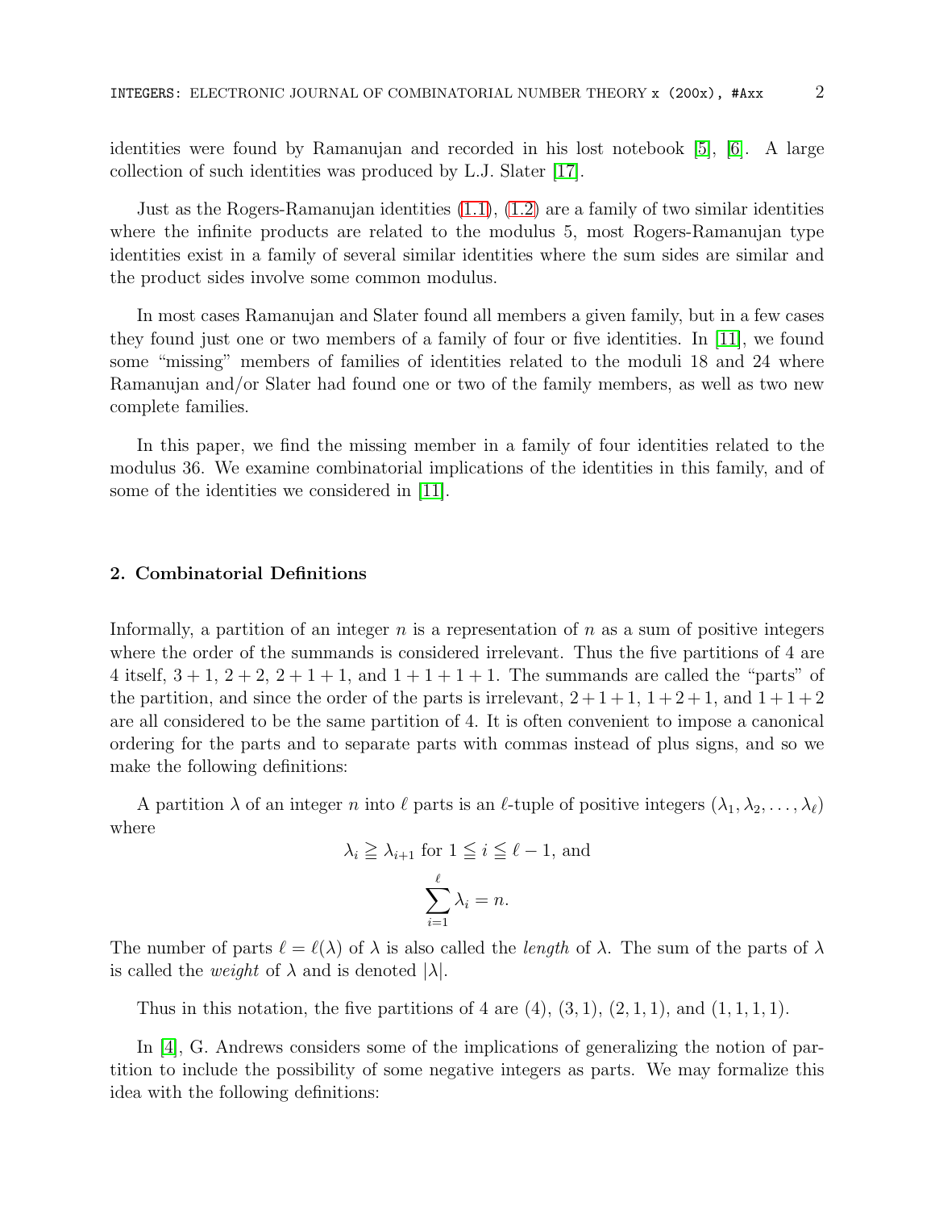identities were found by Ramanujan and recorded in his lost notebook [5], [6]. A large collection of such identities was produced by L.J. Slater [17].

Just as the Rogers-Ramanujan identities (1.1), (1.2) are a family of two similar identities where the infinite products are related to the modulus 5, most Rogers-Ramanujan type identities exist in a family of several similar identities where the sum sides are similar and the product sides involve some common modulus.

In most cases Ramanujan and Slater found all members a given family, but in a few cases they found just one or two members of a family of four or five identities. In [11], we found some "missing" members of families of identities related to the moduli 18 and 24 where Ramanujan and/or Slater had found one or two of the family members, as well as two new complete families.

In this paper, we find the missing member in a family of four identities related to the modulus 36. We examine combinatorial implications of the identities in this family, and of some of the identities we considered in [11].

## 2. Combinatorial Definitions

Informally, a partition of an integer $n$ is a representation of $n$ as a sum of positive integers where the order of the summands is considered irrelevant. Thus the five partitions of 4 are 4 itself, $3 + 1$, $2 + 2$, $2 + 1 + 1$, and $1 + 1 + 1 + 1$. The summands are called the "parts" of the partition, and since the order of the parts is irrelevant, $2+1+1$, $1+2+1$, and $1+1+2$ are all considered to be the same partition of 4. It is often convenient to impose a canonical ordering for the parts and to separate parts with commas instead of plus signs, and so we make the following definitions:

A partition $\lambda$ of an integer $n$ into $\ell$ parts is an $\ell$-tuple of positive integers $(\lambda_1, \lambda_2, \ldots, \lambda_\ell)$ where

$$\lambda_i \geqq \lambda_{i+1} \text{ for } 1 \leqq i \leqq \ell - 1, \text{ and}$$

$$\sum_{i=1}^{\ell} \lambda_i = n.$$

The number of parts $\ell = \ell(\lambda)$ of $\lambda$ is also called the *length* of $\lambda$. The sum of the parts of $\lambda$ is called the *weight* of $\lambda$ and is denoted $|\lambda|$.

Thus in this notation, the five partitions of 4 are $(4)$, $(3, 1)$, $(2, 1, 1)$, and $(1, 1, 1, 1)$.

In [4], G. Andrews considers some of the implications of generalizing the notion of partition to include the possibility of some negative integers as parts. We may formalize this idea with the following definitions: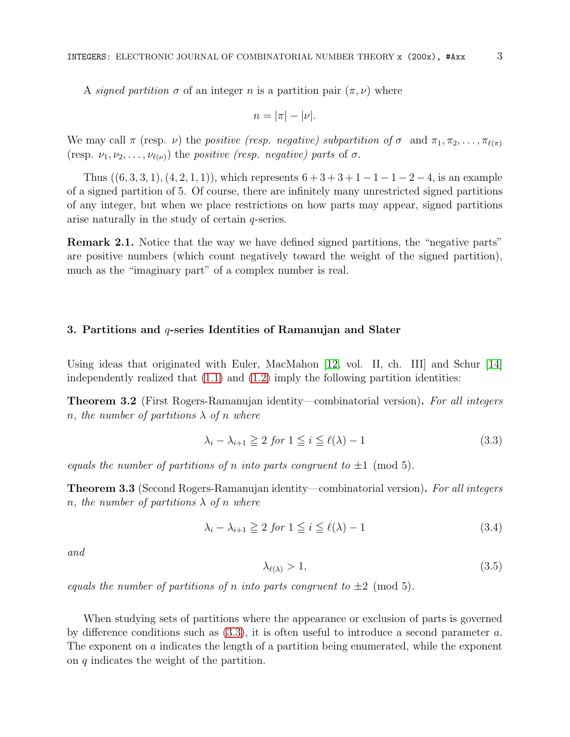A *signed partition* $\sigma$ of an integer $n$ is a partition pair $(\pi, \nu)$ where

$$n = |\pi| - |\nu|.$$

We may call $\pi$ (resp. $\nu$) the *positive (resp. negative) subpartition of* $\sigma$ and $\pi_1, \pi_2, \dots, \pi_{\ell(\pi)}$ (resp. $\nu_1, \nu_2, \dots, \nu_{\ell(\nu)}$) the *positive (resp. negative) parts* of $\sigma$.

Thus $((6,3,3,1),(4,2,1,1))$, which represents $6+3+3+1-1-1-2-4$, is an example of a signed partition of 5. Of course, there are infinitely many unrestricted signed partitions of any integer, but when we place restrictions on how parts may appear, signed partitions arise naturally in the study of certain $q$-series.

**Remark 2.1.** Notice that the way we have defined signed partitions, the "negative parts" are positive numbers (which count negatively toward the weight of the signed partition), much as the "imaginary part" of a complex number is real.

### 3. Partitions and $q$-series Identities of Ramanujan and Slater

Using ideas that originated with Euler, MacMahon [12, vol. II, ch. III] and Schur [14] independently realized that (1.1) and (1.2) imply the following partition identities:

**Theorem 3.2** (First Rogers-Ramanujan identity—combinatorial version)**.** *For all integers $n$, the number of partitions $\lambda$ of $n$ where*

$$\lambda_i - \lambda_{i+1} \geqq 2 \text{ for } 1 \leqq i \leqq \ell(\lambda) - 1 \tag{3.3}$$

*equals the number of partitions of $n$ into parts congruent to $\pm 1 \pmod 5$.*

**Theorem 3.3** (Second Rogers-Ramanujan identity—combinatorial version)**.** *For all integers $n$, the number of partitions $\lambda$ of $n$ where*

$$\lambda_i - \lambda_{i+1} \geqq 2 \text{ for } 1 \leqq i \leqq \ell(\lambda) - 1 \tag{3.4}$$

*and*

$$\lambda_{\ell(\lambda)} > 1, \tag{3.5}$$

*equals the number of partitions of $n$ into parts congruent to $\pm 2 \pmod 5$.*

When studying sets of partitions where the appearance or exclusion of parts is governed by difference conditions such as (3.3), it is often useful to introduce a second parameter $a$. The exponent on $a$ indicates the length of a partition being enumerated, while the exponent on $q$ indicates the weight of the partition.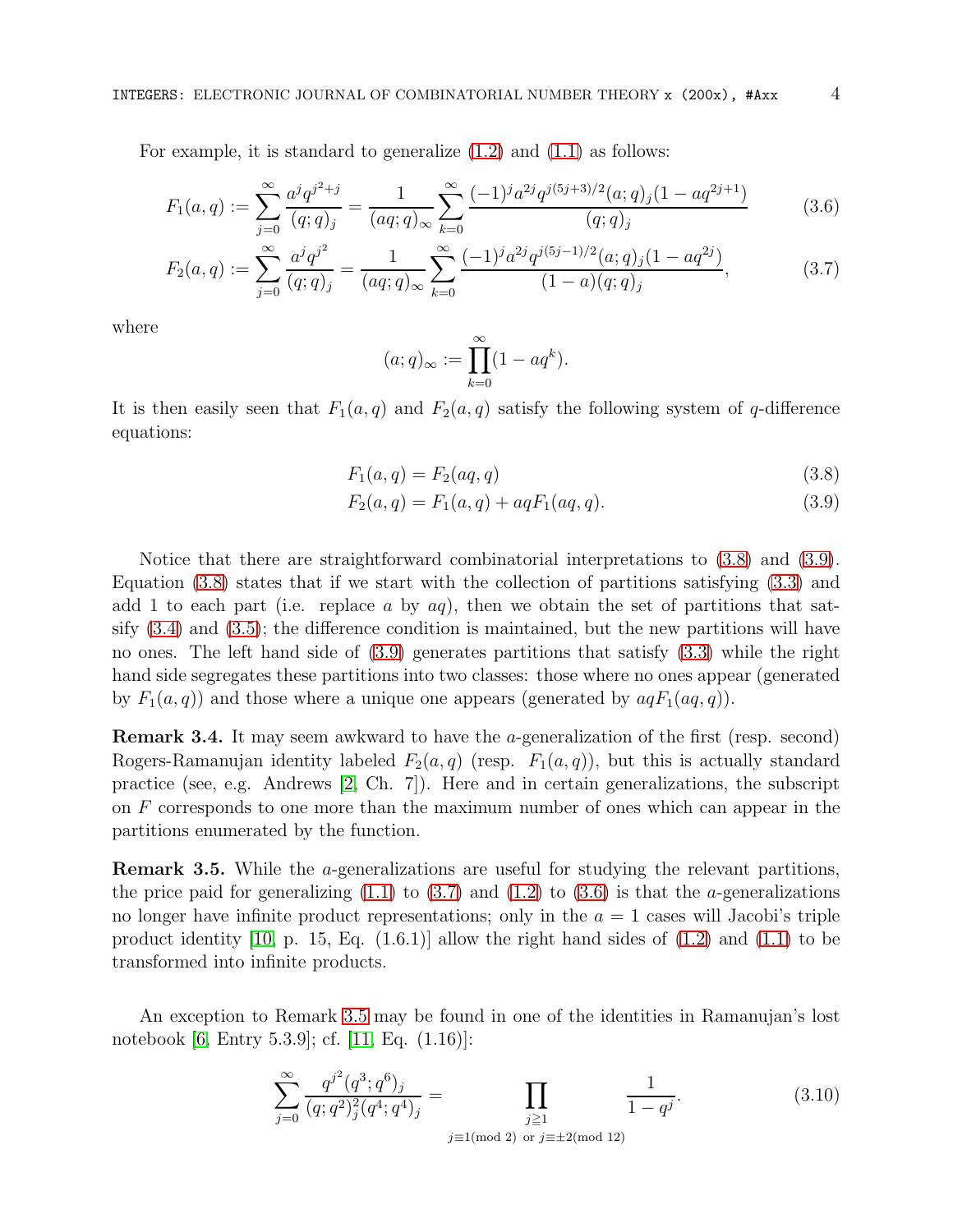For example, it is standard to generalize (1.2) and (1.1) as follows:

$$F_1(a,q) := \sum_{j=0}^{\infty} \frac{a^j q^{j^2+j}}{(q;q)_j} = \frac{1}{(aq;q)_\infty} \sum_{k=0}^{\infty} \frac{(-1)^j a^{2j} q^{j(5j+3)/2} (a;q)_j (1-aq^{2j+1})}{(q;q)_j} \tag{3.6}$$

$$F_2(a,q) := \sum_{j=0}^{\infty} \frac{a^j q^{j^2}}{(q;q)_j} = \frac{1}{(aq;q)_\infty} \sum_{k=0}^{\infty} \frac{(-1)^j a^{2j} q^{j(5j-1)/2} (a;q)_j (1-aq^{2j})}{(1-a)(q;q)_j}, \tag{3.7}$$

where

$$(a;q)_\infty := \prod_{k=0}^{\infty} (1-aq^k).$$

It is then easily seen that $F_1(a,q)$ and $F_2(a,q)$ satisfy the following system of $q$-difference equations:

$$F_1(a,q) = F_2(aq,q) \tag{3.8}$$

$$F_2(a,q) = F_1(a,q) + aqF_1(aq,q). \tag{3.9}$$

Notice that there are straightforward combinatorial interpretations to (3.8) and (3.9). Equation (3.8) states that if we start with the collection of partitions satisfying (3.3) and add 1 to each part (i.e. replace $a$ by $aq$), then we obtain the set of partitions that satisfy (3.4) and (3.5); the difference condition is maintained, but the new partitions will have no ones. The left hand side of (3.9) generates partitions that satisfy (3.3) while the right hand side segregates these partitions into two classes: those where no ones appear (generated by $F_1(a,q)$) and those where a unique one appears (generated by $aqF_1(aq,q)$).

**Remark 3.4.** It may seem awkward to have the $a$-generalization of the first (resp. second) Rogers-Ramanujan identity labeled $F_2(a,q)$ (resp. $F_1(a,q)$), but this is actually standard practice (see, e.g. Andrews [2, Ch. 7]). Here and in certain generalizations, the subscript on $F$ corresponds to one more than the maximum number of ones which can appear in the partitions enumerated by the function.

**Remark 3.5.** While the $a$-generalizations are useful for studying the relevant partitions, the price paid for generalizing (1.1) to (3.7) and (1.2) to (3.6) is that the $a$-generalizations no longer have infinite product representations; only in the $a = 1$ cases will Jacobi's triple product identity [10, p. 15, Eq. (1.6.1)] allow the right hand sides of (1.2) and (1.1) to be transformed into infinite products.

An exception to Remark 3.5 may be found in one of the identities in Ramanujan's lost notebook [6, Entry 5.3.9]; cf. [11, Eq. (1.16)]:

$$\sum_{j=0}^{\infty} \frac{q^{j^2}(q^3;q^6)_j}{(q;q^2)_j^2 (q^4;q^4)_j} = \prod_{\substack{j \geqq 1 \\ j \equiv 1 \pmod 2 \text{ or } j \equiv \pm 2 \pmod{12}}} \frac{1}{1-q^j}. \tag{3.10}$$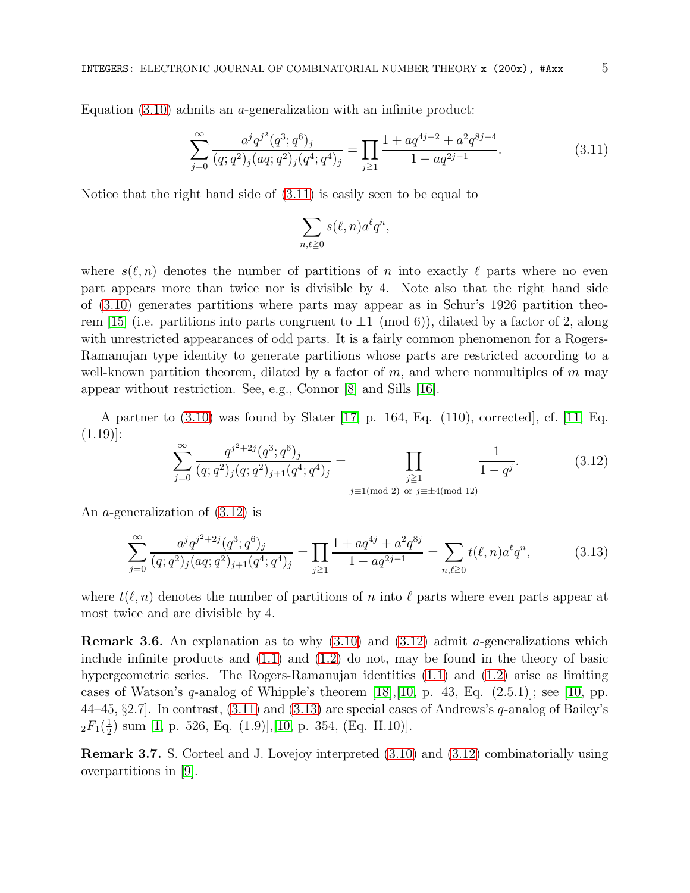Equation (3.10) admits an $a$-generalization with an infinite product:

$$\sum_{j=0}^{\infty} \frac{a^j q^{j^2} (q^3;q^6)_j}{(q;q^2)_j (aq;q^2)_j (q^4;q^4)_j} = \prod_{j \geqq 1} \frac{1 + aq^{4j-2} + a^2 q^{8j-4}}{1 - aq^{2j-1}}. \tag{3.11}$$

Notice that the right hand side of (3.11) is easily seen to be equal to

$$\sum_{n, \ell \geqq 0} s(\ell, n) a^\ell q^n,$$

where $s(\ell, n)$ denotes the number of partitions of $n$ into exactly $\ell$ parts where no even part appears more than twice nor is divisible by 4. Note also that the right hand side of (3.10) generates partitions where parts may appear as in Schur's 1926 partition theorem [15] (i.e. partitions into parts congruent to $\pm 1 \pmod 6$), dilated by a factor of 2, along with unrestricted appearances of odd parts. It is a fairly common phenomenon for a Rogers-Ramanujan type identity to generate partitions whose parts are restricted according to a well-known partition theorem, dilated by a factor of $m$, and where nonmultiples of $m$ may appear without restriction. See, e.g., Connor [8] and Sills [16].

A partner to (3.10) was found by Slater [17, p. 164, Eq. (110), corrected], cf. [11, Eq. (1.19)]:

$$\sum_{j=0}^{\infty} \frac{q^{j^2+2j} (q^3;q^6)_j}{(q;q^2)_j (q;q^2)_{j+1} (q^4;q^4)_j} = \prod_{\substack{j \geqq 1 \\ j \equiv 1 (\text{mod } 2) \text{ or } j \equiv \pm 4 (\text{mod } 12)}} \frac{1}{1 - q^j}. \tag{3.12}$$

An $a$-generalization of (3.12) is

$$\sum_{j=0}^{\infty} \frac{a^j q^{j^2+2j} (q^3;q^6)_j}{(q;q^2)_j (aq;q^2)_{j+1} (q^4;q^4)_j} = \prod_{j \geqq 1} \frac{1 + aq^{4j} + a^2 q^{8j}}{1 - aq^{2j-1}} = \sum_{n, \ell \geqq 0} t(\ell, n) a^\ell q^n, \tag{3.13}$$

where $t(\ell, n)$ denotes the number of partitions of $n$ into $\ell$ parts where even parts appear at most twice and are divisible by 4.

**Remark 3.6.** An explanation as to why (3.10) and (3.12) admit $a$-generalizations which include infinite products and (1.1) and (1.2) do not, may be found in the theory of basic hypergeometric series. The Rogers-Ramanujan identities (1.1) and (1.2) arise as limiting cases of Watson's $q$-analog of Whipple's theorem [18],[10, p. 43, Eq. (2.5.1)]; see [10, pp. 44–45, §2.7]. In contrast, (3.11) and (3.13) are special cases of Andrews's $q$-analog of Bailey's ${}_2F_1(\frac{1}{2})$ sum [1, p. 526, Eq. (1.9)],[10, p. 354, (Eq. II.10)].

**Remark 3.7.** S. Corteel and J. Lovejoy interpreted (3.10) and (3.12) combinatorially using overpartitions in [9].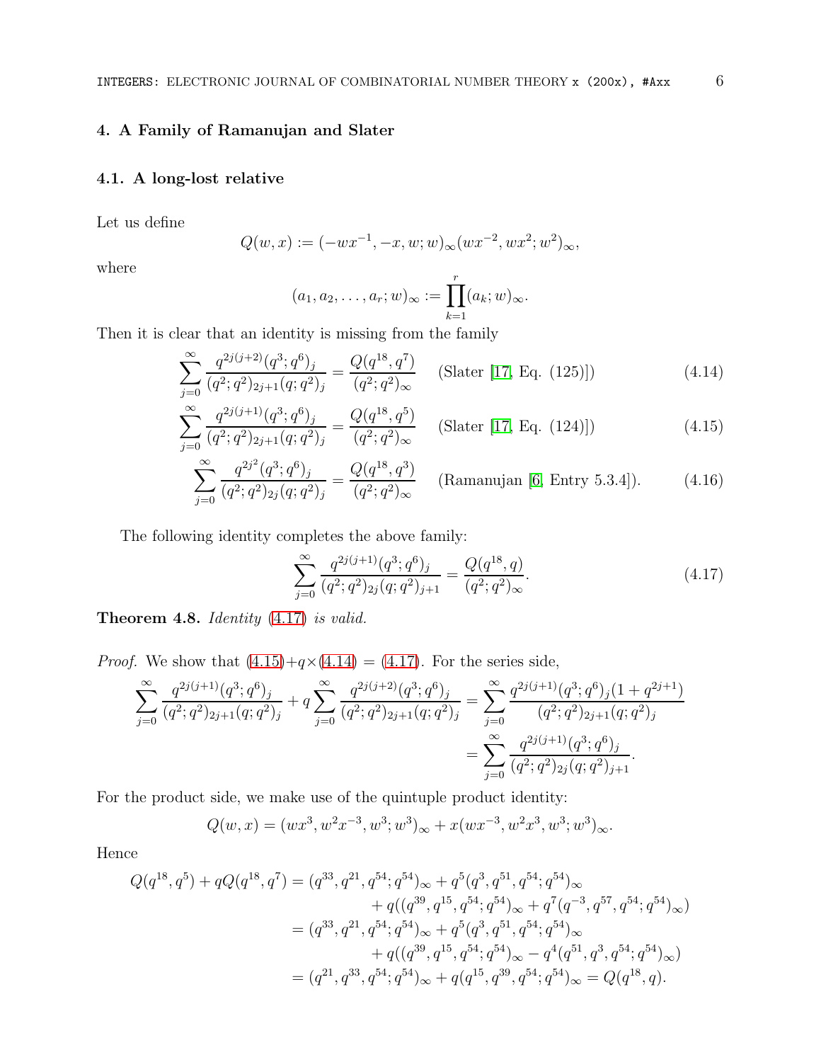## 4. A Family of Ramanujan and Slater

### 4.1. A long-lost relative

Let us define

$$Q(w,x) := (-wx^{-1}, -x, w; w)_\infty (wx^{-2}, wx^2; w^2)_\infty,$$

where

$$(a_1, a_2, \ldots, a_r; w)_\infty := \prod_{k=1}^{r} (a_k; w)_\infty.$$

Then it is clear that an identity is missing from the family

$$\sum_{j=0}^{\infty} \frac{q^{2j(j+2)}(q^3;q^6)_j}{(q^2;q^2)_{2j+1}(q;q^2)_j} = \frac{Q(q^{18},q^7)}{(q^2;q^2)_\infty} \quad \text{(Slater [17, Eq. (125)])} \tag{4.14}$$

$$\sum_{j=0}^{\infty} \frac{q^{2j(j+1)}(q^3;q^6)_j}{(q^2;q^2)_{2j+1}(q;q^2)_j} = \frac{Q(q^{18},q^5)}{(q^2;q^2)_\infty} \quad \text{(Slater [17, Eq. (124)])} \tag{4.15}$$

$$\sum_{j=0}^{\infty} \frac{q^{2j^2}(q^3;q^6)_j}{(q^2;q^2)_{2j}(q;q^2)_j} = \frac{Q(q^{18},q^3)}{(q^2;q^2)_\infty} \quad \text{(Ramanujan [6, Entry 5.3.4]).} \tag{4.16}$$

The following identity completes the above family:

$$\sum_{j=0}^{\infty} \frac{q^{2j(j+1)}(q^3;q^6)_j}{(q^2;q^2)_{2j}(q;q^2)_{j+1}} = \frac{Q(q^{18},q)}{(q^2;q^2)_\infty}. \tag{4.17}$$

**Theorem 4.8.** *Identity (4.17) is valid.*

*Proof.* We show that (4.15)+$q\times$(4.14) = (4.17). For the series side,

$$\begin{aligned}
\sum_{j=0}^{\infty} \frac{q^{2j(j+1)}(q^3;q^6)_j}{(q^2;q^2)_{2j+1}(q;q^2)_j} + q\sum_{j=0}^{\infty} \frac{q^{2j(j+2)}(q^3;q^6)_j}{(q^2;q^2)_{2j+1}(q;q^2)_j} &= \sum_{j=0}^{\infty} \frac{q^{2j(j+1)}(q^3;q^6)_j(1+q^{2j+1})}{(q^2;q^2)_{2j+1}(q;q^2)_j} \\
&= \sum_{j=0}^{\infty} \frac{q^{2j(j+1)}(q^3;q^6)_j}{(q^2;q^2)_{2j}(q;q^2)_{j+1}}.
\end{aligned}$$

For the product side, we make use of the quintuple product identity:

$$Q(w,x) = (wx^3, w^2x^{-3}, w^3; w^3)_\infty + x(wx^{-3}, w^2x^3, w^3; w^3)_\infty.$$

Hence

$$\begin{aligned}
Q(q^{18},q^5) + qQ(q^{18},q^7) &= (q^{33}, q^{21}, q^{54}; q^{54})_\infty + q^5(q^3, q^{51}, q^{54}; q^{54})_\infty \\
&\quad + q((q^{39}, q^{15}, q^{54}; q^{54})_\infty + q^7(q^{-3}, q^{57}, q^{54}; q^{54})_\infty) \\
&= (q^{33}, q^{21}, q^{54}; q^{54})_\infty + q^5(q^3, q^{51}, q^{54}; q^{54})_\infty \\
&\quad + q((q^{39}, q^{15}, q^{54}; q^{54})_\infty - q^4(q^{51}, q^3, q^{54}; q^{54})_\infty) \\
&= (q^{21}, q^{33}, q^{54}; q^{54})_\infty + q(q^{15}, q^{39}, q^{54}; q^{54})_\infty = Q(q^{18}, q).
\end{aligned}$$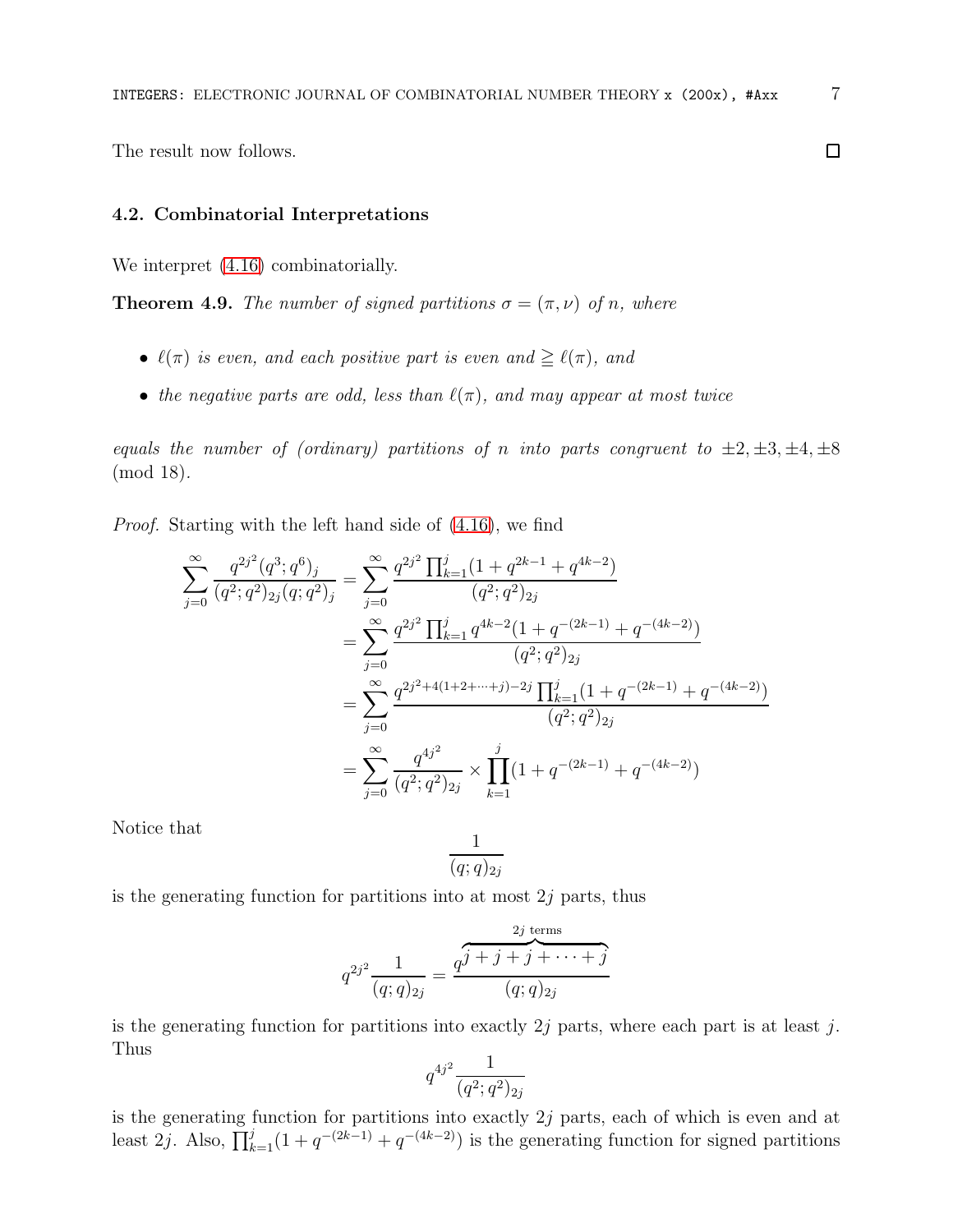The result now follows. □

### 4.2. Combinatorial Interpretations

We interpret (4.16) combinatorially.

**Theorem 4.9.** *The number of signed partitions $\sigma = (\pi, \nu)$ of $n$, where*

- *$\ell(\pi)$ is even, and each positive part is even and $\geqq \ell(\pi)$, and*
- *the negative parts are odd, less than $\ell(\pi)$, and may appear at most twice*

*equals the number of (ordinary) partitions of $n$ into parts congruent to $\pm 2, \pm 3, \pm 4, \pm 8$ (mod 18).*

*Proof.* Starting with the left hand side of (4.16), we find

$$
\begin{aligned}
\sum_{j=0}^{\infty} \frac{q^{2j^2}(q^3;q^6)_j}{(q^2;q^2)_{2j}(q;q^2)_j} &= \sum_{j=0}^{\infty} \frac{q^{2j^2}\prod_{k=1}^{j}(1+q^{2k-1}+q^{4k-2})}{(q^2;q^2)_{2j}} \\
&= \sum_{j=0}^{\infty} \frac{q^{2j^2}\prod_{k=1}^{j} q^{4k-2}(1+q^{-(2k-1)}+q^{-(4k-2)})}{(q^2;q^2)_{2j}} \\
&= \sum_{j=0}^{\infty} \frac{q^{2j^2+4(1+2+\cdots+j)-2j}\prod_{k=1}^{j}(1+q^{-(2k-1)}+q^{-(4k-2)})}{(q^2;q^2)_{2j}} \\
&= \sum_{j=0}^{\infty} \frac{q^{4j^2}}{(q^2;q^2)_{2j}} \times \prod_{k=1}^{j}(1+q^{-(2k-1)}+q^{-(4k-2)})
\end{aligned}
$$

Notice that

$$\frac{1}{(q;q)_{2j}}$$

is the generating function for partitions into at most $2j$ parts, thus

$$q^{2j^2}\frac{1}{(q;q)_{2j}} = \frac{q^{\overbrace{j+j+j+\cdots+j}^{2j \text{ terms}}}}{(q;q)_{2j}}$$

is the generating function for partitions into exactly $2j$ parts, where each part is at least $j$. Thus

$$q^{4j^2}\frac{1}{(q^2;q^2)_{2j}}$$

is the generating function for partitions into exactly $2j$ parts, each of which is even and at least $2j$. Also, $\prod_{k=1}^{j}(1+q^{-(2k-1)}+q^{-(4k-2)})$ is the generating function for signed partitions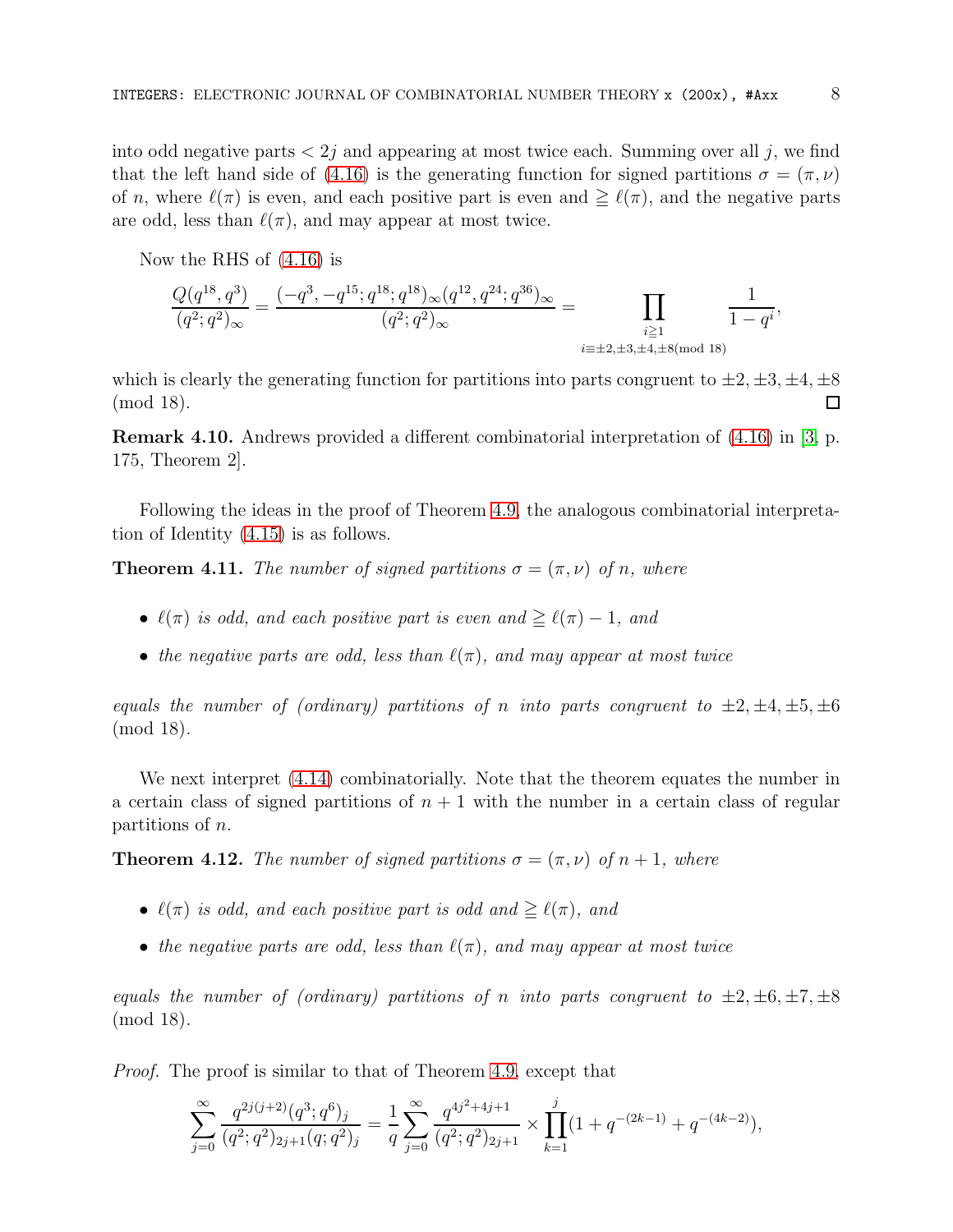into odd negative parts $< 2j$ and appearing at most twice each. Summing over all $j$, we find that the left hand side of (4.16) is the generating function for signed partitions $\sigma = (\pi, \nu)$ of $n$, where $\ell(\pi)$ is even, and each positive part is even and $\geqq \ell(\pi)$, and the negative parts are odd, less than $\ell(\pi)$, and may appear at most twice.

Now the RHS of (4.16) is

$$\frac{Q(q^{18}, q^3)}{(q^2;q^2)_\infty} = \frac{(-q^3, -q^{15}; q^{18}; q^{18})_\infty (q^{12}, q^{24}; q^{36})_\infty}{(q^2;q^2)_\infty} = \prod_{\substack{i \geqq 1 \\ i \equiv \pm 2, \pm 3, \pm 4, \pm 8 \pmod{18}}} \frac{1}{1-q^i},$$

which is clearly the generating function for partitions into parts congruent to $\pm 2, \pm 3, \pm 4, \pm 8 \pmod{18}$. □

**Remark 4.10.** Andrews provided a different combinatorial interpretation of (4.16) in [3, p. 175, Theorem 2].

Following the ideas in the proof of Theorem 4.9, the analogous combinatorial interpretation of Identity (4.15) is as follows.

**Theorem 4.11.** *The number of signed partitions $\sigma = (\pi, \nu)$ of $n$, where*

- *$\ell(\pi)$ is odd, and each positive part is even and $\geqq \ell(\pi) - 1$, and*
- *the negative parts are odd, less than $\ell(\pi)$, and may appear at most twice*

*equals the number of (ordinary) partitions of $n$ into parts congruent to $\pm 2, \pm 4, \pm 5, \pm 6 \pmod{18}$.*

We next interpret (4.14) combinatorially. Note that the theorem equates the number in a certain class of signed partitions of $n+1$ with the number in a certain class of regular partitions of $n$.

**Theorem 4.12.** *The number of signed partitions $\sigma = (\pi, \nu)$ of $n+1$, where*

- *$\ell(\pi)$ is odd, and each positive part is odd and $\geqq \ell(\pi)$, and*
- *the negative parts are odd, less than $\ell(\pi)$, and may appear at most twice*

*equals the number of (ordinary) partitions of $n$ into parts congruent to $\pm 2, \pm 6, \pm 7, \pm 8 \pmod{18}$.*

*Proof.* The proof is similar to that of Theorem 4.9, except that

$$\sum_{j=0}^{\infty} \frac{q^{2j(j+2)}(q^3;q^6)_j}{(q^2;q^2)_{2j+1}(q;q^2)_j} = \frac{1}{q} \sum_{j=0}^{\infty} \frac{q^{4j^2+4j+1}}{(q^2;q^2)_{2j+1}} \times \prod_{k=1}^{j} (1 + q^{-(2k-1)} + q^{-(4k-2)}),$$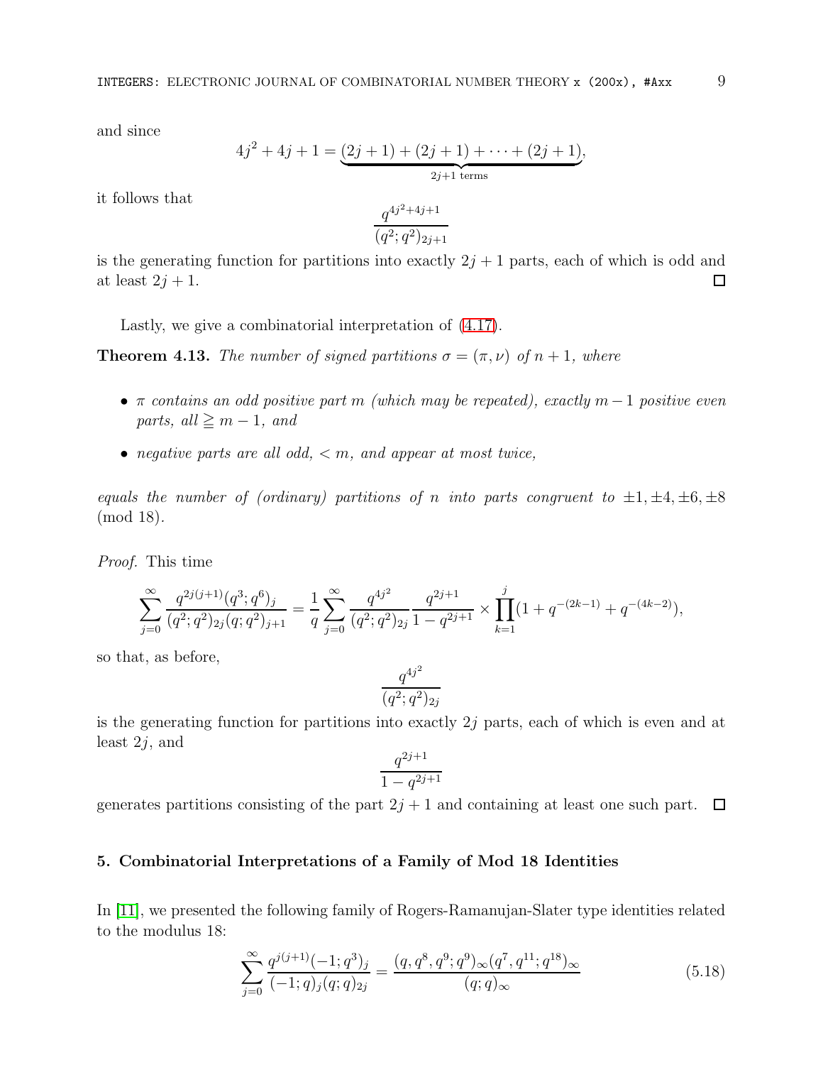and since

$$4j^2 + 4j + 1 = \underbrace{(2j+1) + (2j+1) + \cdots + (2j+1)}_{2j+1 \text{ terms}},$$

it follows that

$$\frac{q^{4j^2+4j+1}}{(q^2;q^2)_{2j+1}}$$

is the generating function for partitions into exactly $2j+1$ parts, each of which is odd and at least $2j+1$. □

Lastly, we give a combinatorial interpretation of (4.17).

**Theorem 4.13.** *The number of signed partitions $\sigma = (\pi, \nu)$ of $n+1$, where*

- *$\pi$ contains an odd positive part $m$ (which may be repeated), exactly $m-1$ positive even parts, all $\geqq m-1$, and*
- *negative parts are all odd, $< m$, and appear at most twice,*

*equals the number of (ordinary) partitions of $n$ into parts congruent to $\pm 1, \pm 4, \pm 6, \pm 8$ (mod 18).*

*Proof.* This time

$$\sum_{j=0}^{\infty} \frac{q^{2j(j+1)}(q^3;q^6)_j}{(q^2;q^2)_{2j}(q;q^2)_{j+1}} = \frac{1}{q} \sum_{j=0}^{\infty} \frac{q^{4j^2}}{(q^2;q^2)_{2j}} \frac{q^{2j+1}}{1-q^{2j+1}} \times \prod_{k=1}^{j} (1 + q^{-(2k-1)} + q^{-(4k-2)}),$$

so that, as before,

$$\frac{q^{4j^2}}{(q^2;q^2)_{2j}}$$

is the generating function for partitions into exactly $2j$ parts, each of which is even and at least $2j$, and

$$\frac{q^{2j+1}}{1-q^{2j+1}}$$

generates partitions consisting of the part $2j+1$ and containing at least one such part. □

## 5. Combinatorial Interpretations of a Family of Mod 18 Identities

In [11], we presented the following family of Rogers-Ramanujan-Slater type identities related to the modulus 18:

$$\sum_{j=0}^{\infty} \frac{q^{j(j+1)}(-1;q^3)_j}{(-1;q)_j(q;q)_{2j}} = \frac{(q,q^8,q^9;q^9)_\infty (q^7,q^{11};q^{18})_\infty}{(q;q)_\infty} \tag{5.18}$$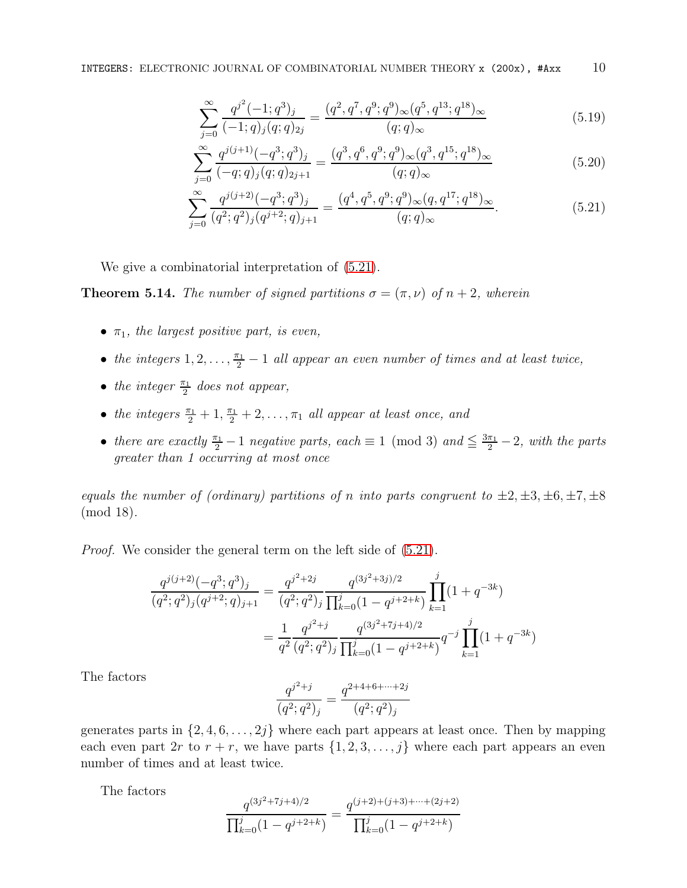$$\sum_{j=0}^{\infty} \frac{q^{j^2}(-1;q^3)_j}{(-1;q)_j (q;q)_{2j}} = \frac{(q^2,q^7,q^9;q^9)_\infty (q^5,q^{13};q^{18})_\infty}{(q;q)_\infty} \tag{5.19}$$

$$\sum_{j=0}^{\infty} \frac{q^{j(j+1)}(-q^3;q^3)_j}{(-q;q)_j (q;q)_{2j+1}} = \frac{(q^3,q^6,q^9;q^9)_\infty (q^3,q^{15};q^{18})_\infty}{(q;q)_\infty} \tag{5.20}$$

$$\sum_{j=0}^{\infty} \frac{q^{j(j+2)}(-q^3;q^3)_j}{(q^2;q^2)_j (q^{j+2};q)_{j+1}} = \frac{(q^4,q^5,q^9;q^9)_\infty (q,q^{17};q^{18})_\infty}{(q;q)_\infty}. \tag{5.21}$$

We give a combinatorial interpretation of (5.21).

**Theorem 5.14.** *The number of signed partitions $\sigma = (\pi, \nu)$ of $n+2$, wherein*

- *$\pi_1$, the largest positive part, is even,*
- *the integers $1, 2, \ldots, \frac{\pi_1}{2} - 1$ all appear an even number of times and at least twice,*
- *the integer $\frac{\pi_1}{2}$ does not appear,*
- *the integers $\frac{\pi_1}{2}+1, \frac{\pi_1}{2}+2, \ldots, \pi_1$ all appear at least once, and*
- *there are exactly $\frac{\pi_1}{2} - 1$ negative parts, each $\equiv 1 \pmod 3$ and $\leqq \frac{3\pi_1}{2} - 2$, with the parts greater than 1 occurring at most once*

*equals the number of (ordinary) partitions of $n$ into parts congruent to $\pm 2, \pm 3, \pm 6, \pm 7, \pm 8 \pmod{18}$.*

*Proof.* We consider the general term on the left side of (5.21).

$$\begin{aligned}
\frac{q^{j(j+2)}(-q^3;q^3)_j}{(q^2;q^2)_j (q^{j+2};q)_{j+1}} &= \frac{q^{j^2+2j}}{(q^2;q^2)_j} \frac{q^{(3j^2+3j)/2}}{\prod_{k=0}^{j}(1-q^{j+2+k})} \prod_{k=1}^{j}(1+q^{-3k}) \\
&= \frac{1}{q^2} \frac{q^{j^2+j}}{(q^2;q^2)_j} \frac{q^{(3j^2+7j+4)/2}}{\prod_{k=0}^{j}(1-q^{j+2+k})} q^{-j} \prod_{k=1}^{j}(1+q^{-3k})
\end{aligned}$$

The factors

$$\frac{q^{j^2+j}}{(q^2;q^2)_j} = \frac{q^{2+4+6+\cdots+2j}}{(q^2;q^2)_j}$$

generates parts in $\{2, 4, 6, \ldots, 2j\}$ where each part appears at least once. Then by mapping each even part $2r$ to $r+r$, we have parts $\{1, 2, 3, \ldots, j\}$ where each part appears an even number of times and at least twice.

The factors

$$\frac{q^{(3j^2+7j+4)/2}}{\prod_{k=0}^{j}(1-q^{j+2+k})} = \frac{q^{(j+2)+(j+3)+\cdots+(2j+2)}}{\prod_{k=0}^{j}(1-q^{j+2+k})}$$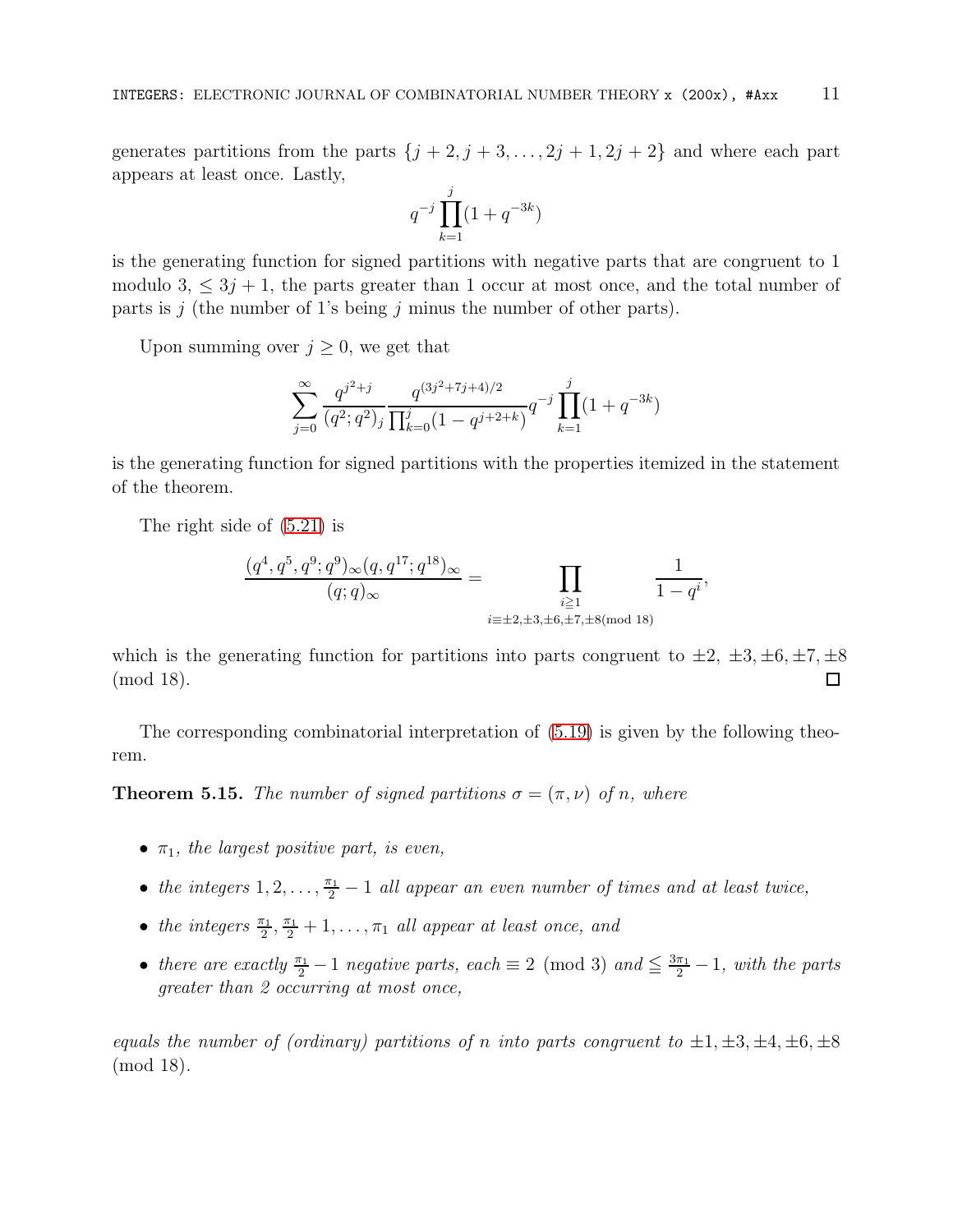generates partitions from the parts $\{j+2, j+3, \ldots, 2j+1, 2j+2\}$ and where each part appears at least once. Lastly,

$$q^{-j}\prod_{k=1}^{j}(1+q^{-3k})$$

is the generating function for signed partitions with negative parts that are congruent to 1 modulo 3, $\leq 3j+1$, the parts greater than 1 occur at most once, and the total number of parts is $j$ (the number of 1's being $j$ minus the number of other parts).

Upon summing over $j \geq 0$, we get that

$$\sum_{j=0}^{\infty} \frac{q^{j^2+j}}{(q^2;q^2)_j} \frac{q^{(3j^2+7j+4)/2}}{\prod_{k=0}^{j}(1-q^{j+2+k})} q^{-j}\prod_{k=1}^{j}(1+q^{-3k})$$

is the generating function for signed partitions with the properties itemized in the statement of the theorem.

The right side of (5.21) is

$$\frac{(q^4,q^5,q^9;q^9)_\infty (q,q^{17};q^{18})_\infty}{(q;q)_\infty} = \prod_{\substack{i\geqq 1 \\ i\equiv \pm 2, \pm 3, \pm 6, \pm 7, \pm 8 \pmod{18}}} \frac{1}{1-q^i},$$

which is the generating function for partitions into parts congruent to $\pm 2$, $\pm 3, \pm 6, \pm 7, \pm 8$ (mod 18). $\square$

The corresponding combinatorial interpretation of (5.19) is given by the following theorem.

**Theorem 5.15.** *The number of signed partitions $\sigma = (\pi, \nu)$ of $n$, where*

- *$\pi_1$, the largest positive part, is even,*
- *the integers $1, 2, \ldots, \frac{\pi_1}{2} - 1$ all appear an even number of times and at least twice,*
- *the integers $\frac{\pi_1}{2}, \frac{\pi_1}{2}+1, \ldots, \pi_1$ all appear at least once, and*
- *there are exactly $\frac{\pi_1}{2} - 1$ negative parts, each $\equiv 2 \pmod 3$ and $\leqq \frac{3\pi_1}{2} - 1$, with the parts greater than 2 occurring at most once,*

*equals the number of (ordinary) partitions of $n$ into parts congruent to $\pm 1, \pm 3, \pm 4, \pm 6, \pm 8$ (mod 18).*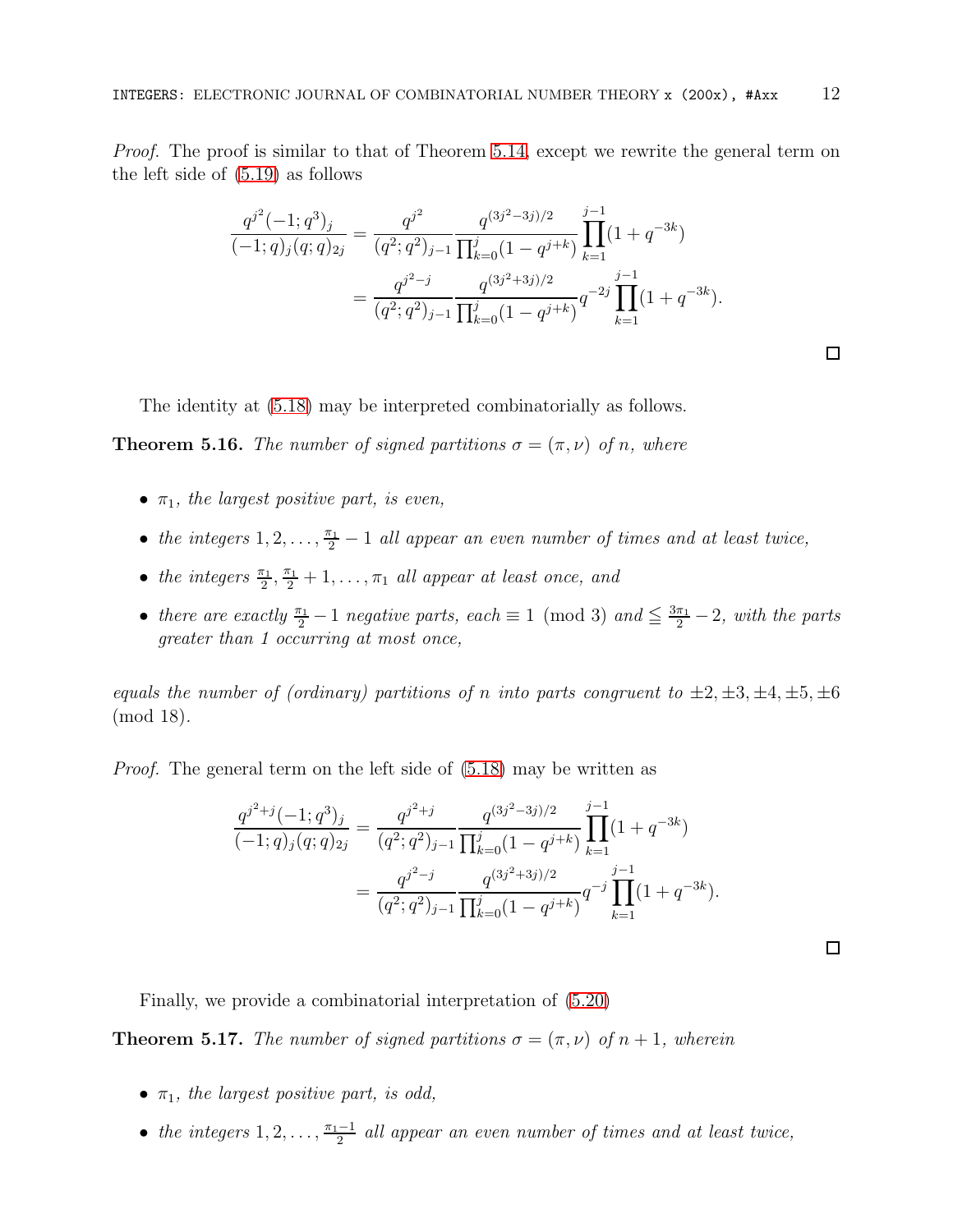*Proof.* The proof is similar to that of Theorem 5.14, except we rewrite the general term on the left side of (5.19) as follows

$$
\begin{aligned}
\frac{q^{j^2}(-1;q^3)_j}{(-1;q)_j(q;q)_{2j}} &= \frac{q^{j^2}}{(q^2;q^2)_{j-1}} \frac{q^{(3j^2-3j)/2}}{\prod_{k=0}^{j}(1-q^{j+k})} \prod_{k=1}^{j-1}(1+q^{-3k}) \\
&= \frac{q^{j^2-j}}{(q^2;q^2)_{j-1}} \frac{q^{(3j^2+3j)/2}}{\prod_{k=0}^{j}(1-q^{j+k})} q^{-2j} \prod_{k=1}^{j-1}(1+q^{-3k}).
\end{aligned}
$$

□

The identity at (5.18) may be interpreted combinatorially as follows.

**Theorem 5.16.** *The number of signed partitions $\sigma = (\pi, \nu)$ of $n$, where*

- *$\pi_1$, the largest positive part, is even,*
- *the integers $1, 2, \ldots, \frac{\pi_1}{2} - 1$ all appear an even number of times and at least twice,*
- *the integers $\frac{\pi_1}{2}, \frac{\pi_1}{2}+1, \ldots, \pi_1$ all appear at least once, and*
- *there are exactly $\frac{\pi_1}{2} - 1$ negative parts, each $\equiv 1 \pmod 3$ and $\leqq \frac{3\pi_1}{2} - 2$, with the parts greater than 1 occurring at most once,*

*equals the number of (ordinary) partitions of $n$ into parts congruent to $\pm 2, \pm 3, \pm 4, \pm 5, \pm 6 \pmod{18}$.*

*Proof.* The general term on the left side of (5.18) may be written as

$$
\begin{aligned}
\frac{q^{j^2+j}(-1;q^3)_j}{(-1;q)_j(q;q)_{2j}} &= \frac{q^{j^2+j}}{(q^2;q^2)_{j-1}} \frac{q^{(3j^2-3j)/2}}{\prod_{k=0}^{j}(1-q^{j+k})} \prod_{k=1}^{j-1}(1+q^{-3k}) \\
&= \frac{q^{j^2-j}}{(q^2;q^2)_{j-1}} \frac{q^{(3j^2+3j)/2}}{\prod_{k=0}^{j}(1-q^{j+k})} q^{-j} \prod_{k=1}^{j-1}(1+q^{-3k}).
\end{aligned}
$$

□

Finally, we provide a combinatorial interpretation of (5.20)

**Theorem 5.17.** *The number of signed partitions $\sigma = (\pi, \nu)$ of $n+1$, wherein*

- *$\pi_1$, the largest positive part, is odd,*
- *the integers $1, 2, \ldots, \frac{\pi_1 - 1}{2}$ all appear an even number of times and at least twice,*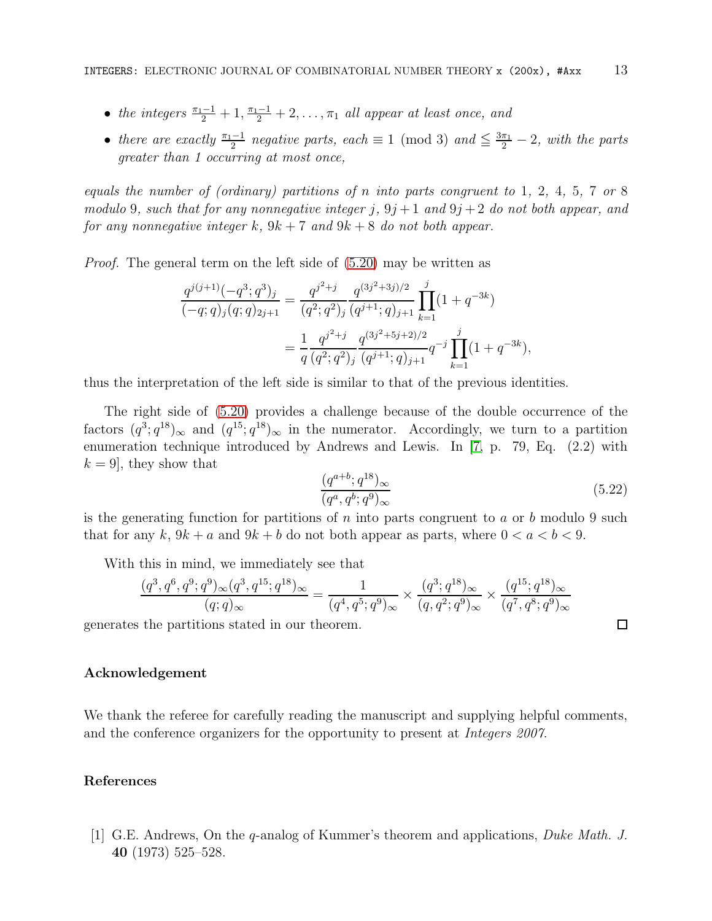- *the integers* $\frac{\pi_1 - 1}{2} + 1, \frac{\pi_1-1}{2}+2, \ldots, \pi_1$ *all appear at least once, and*
- *there are exactly* $\frac{\pi_1-1}{2}$ *negative parts, each* $\equiv 1 \pmod 3$ *and* $\leqq \frac{3\pi_1}{2} - 2$*, with the parts greater than 1 occurring at most once,*

*equals the number of (ordinary) partitions of* $n$ *into parts congruent to* 1*,* 2*,* 4*,* 5*,* 7 *or* 8 *modulo* 9*, such that for any nonnegative integer* $j$*,* $9j+1$ *and* $9j+2$ *do not both appear, and for any nonnegative integer* $k$*,* $9k+7$ *and* $9k+8$ *do not both appear.*

*Proof.* The general term on the left side of (5.20) may be written as

$$\frac{q^{j(j+1)}(-q^3;q^3)_j}{(-q;q)_j(q;q)_{2j+1}} = \frac{q^{j^2+j}}{(q^2;q^2)_j}\frac{q^{(3j^2+3j)/2}}{(q^{j+1};q)_{j+1}}\prod_{k=1}^{j}(1+q^{-3k})$$

$$= \frac{1}{q}\frac{q^{j^2+j}}{(q^2;q^2)_j}\frac{q^{(3j^2+5j+2)/2}}{(q^{j+1};q)_{j+1}}q^{-j}\prod_{k=1}^{j}(1+q^{-3k}),$$

thus the interpretation of the left side is similar to that of the previous identities.

The right side of (5.20) provides a challenge because of the double occurrence of the factors $(q^3;q^{18})_\infty$ and $(q^{15};q^{18})_\infty$ in the numerator. Accordingly, we turn to a partition enumeration technique introduced by Andrews and Lewis. In [7, p. 79, Eq. (2.2) with $k=9$], they show that

$$\frac{(q^{a+b};q^{18})_\infty}{(q^a,q^b;q^9)_\infty} \tag{5.22}$$

is the generating function for partitions of $n$ into parts congruent to $a$ or $b$ modulo 9 such that for any $k$, $9k+a$ and $9k+b$ do not both appear as parts, where $0<a<b<9$.

With this in mind, we immediately see that

$$\frac{(q^3,q^6,q^9;q^9)_\infty(q^3,q^{15};q^{18})_\infty}{(q;q)_\infty} = \frac{1}{(q^4,q^5;q^9)_\infty}\times\frac{(q^3;q^{18})_\infty}{(q,q^2;q^9)_\infty}\times\frac{(q^{15};q^{18})_\infty}{(q^7,q^8;q^9)_\infty}$$

generates the partitions stated in our theorem. □

## Acknowledgement

We thank the referee for carefully reading the manuscript and supplying helpful comments, and the conference organizers for the opportunity to present at *Integers 2007*.

## References

[1] G.E. Andrews, On the $q$-analog of Kummer's theorem and applications, *Duke Math. J.* **40** (1973) 525–528.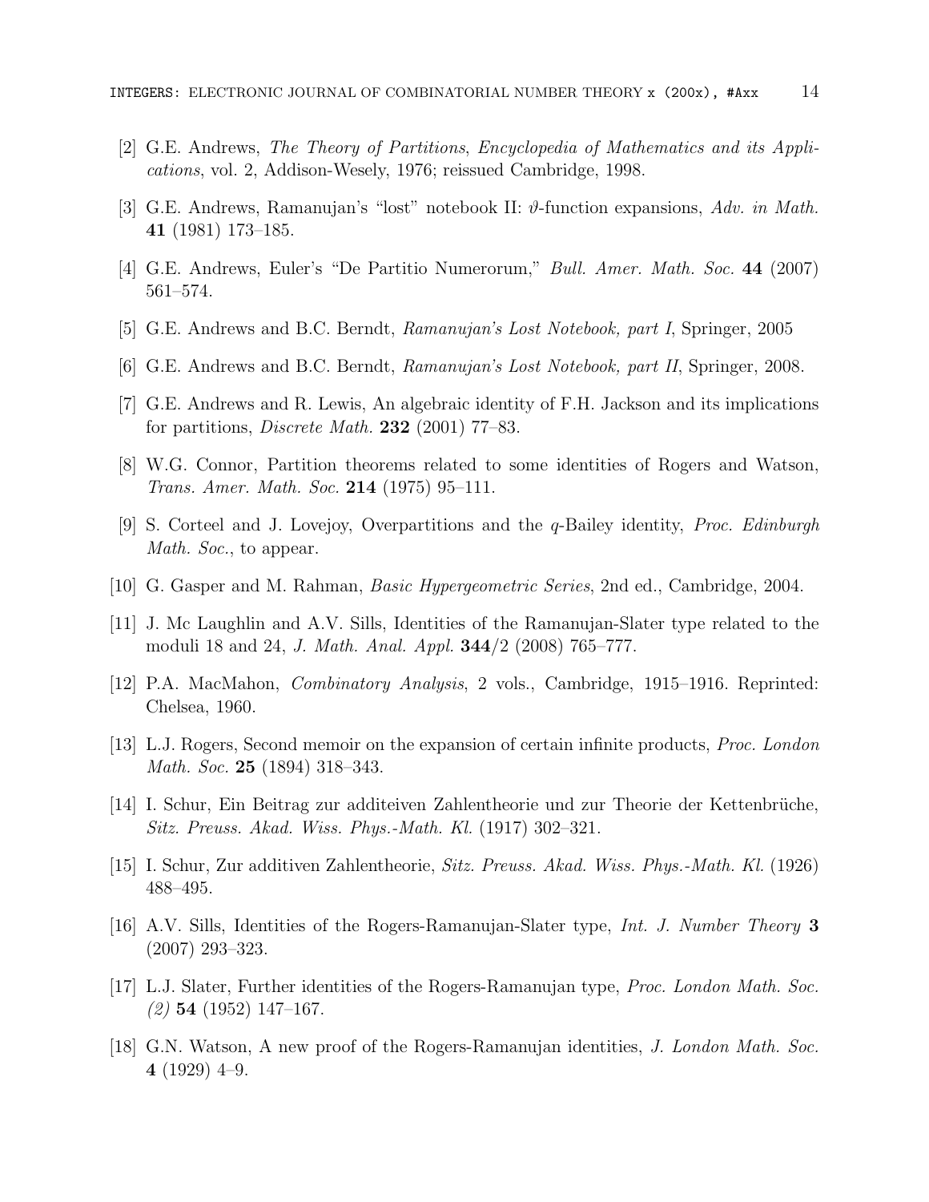[2] G.E. Andrews, *The Theory of Partitions*, *Encyclopedia of Mathematics and its Applications*, vol. 2, Addison-Wesely, 1976; reissued Cambridge, 1998.

[3] G.E. Andrews, Ramanujan's "lost" notebook II: $\vartheta$-function expansions, *Adv. in Math.* **41** (1981) 173–185.

[4] G.E. Andrews, Euler's "De Partitio Numerorum," *Bull. Amer. Math. Soc.* **44** (2007) 561–574.

[5] G.E. Andrews and B.C. Berndt, *Ramanujan's Lost Notebook, part I*, Springer, 2005

[6] G.E. Andrews and B.C. Berndt, *Ramanujan's Lost Notebook, part II*, Springer, 2008.

[7] G.E. Andrews and R. Lewis, An algebraic identity of F.H. Jackson and its implications for partitions, *Discrete Math.* **232** (2001) 77–83.

[8] W.G. Connor, Partition theorems related to some identities of Rogers and Watson, *Trans. Amer. Math. Soc.* **214** (1975) 95–111.

[9] S. Corteel and J. Lovejoy, Overpartitions and the $q$-Bailey identity, *Proc. Edinburgh Math. Soc.*, to appear.

[10] G. Gasper and M. Rahman, *Basic Hypergeometric Series*, 2nd ed., Cambridge, 2004.

[11] J. Mc Laughlin and A.V. Sills, Identities of the Ramanujan-Slater type related to the moduli 18 and 24, *J. Math. Anal. Appl.* **344**/2 (2008) 765–777.

[12] P.A. MacMahon, *Combinatory Analysis*, 2 vols., Cambridge, 1915–1916. Reprinted: Chelsea, 1960.

[13] L.J. Rogers, Second memoir on the expansion of certain infinite products, *Proc. London Math. Soc.* **25** (1894) 318–343.

[14] I. Schur, Ein Beitrag zur additeiven Zahlentheorie und zur Theorie der Kettenbrüche, *Sitz. Preuss. Akad. Wiss. Phys.-Math. Kl.* (1917) 302–321.

[15] I. Schur, Zur additiven Zahlentheorie, *Sitz. Preuss. Akad. Wiss. Phys.-Math. Kl.* (1926) 488–495.

[16] A.V. Sills, Identities of the Rogers-Ramanujan-Slater type, *Int. J. Number Theory* **3** (2007) 293–323.

[17] L.J. Slater, Further identities of the Rogers-Ramanujan type, *Proc. London Math. Soc. (2)* **54** (1952) 147–167.

[18] G.N. Watson, A new proof of the Rogers-Ramanujan identities, *J. London Math. Soc.* **4** (1929) 4–9.